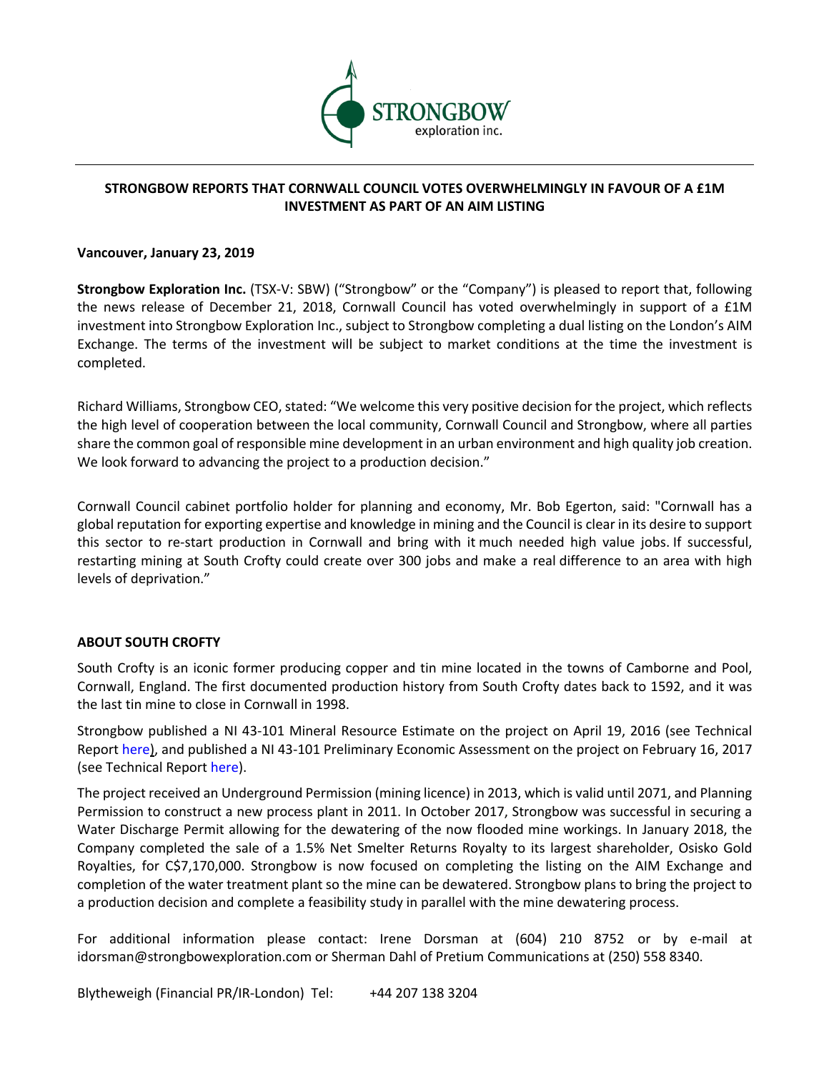# STRONGBOW REPORTS THAT CORNWALL COUNCIL VOTES OVERWHELMINGLY IN FAVOUR OF A £1M INVESTMENT AS PART OF AN AIM LISTING

**Vancouver, January 23, 2019**

**Strongbow Exploration Inc.** (TSX-V: SBW) ("Strongbow" or the "Company") is pleased to report that, following the news release of December 21, 2018, Cornwall Council has voted overwhelmingly in support of a £1M investment into Strongbow Exploration Inc., subject to Strongbow completing a dual listing on the London's AIM Exchange. The terms of the investment will be subject to market conditions at the time the investment is completed.

Richard Williams, Strongbow CEO, stated: "We welcome this very positive decision for the project, which reflects the high level of cooperation between the local community, Cornwall Council and Strongbow, where all parties share the common goal of responsible mine development in an urban environment and high quality job creation. We look forward to advancing the project to a production decision."

Cornwall Council cabinet portfolio holder for planning and economy, Mr. Bob Egerton, said: "Cornwall has a global reputation for exporting expertise and knowledge in mining and the Council is clear in its desire to support this sector to re-start production in Cornwall and bring with it much needed high value jobs. If successful, restarting mining at South Crofty could create over 300 jobs and make a real difference to an area with high levels of deprivation."

## ABOUT SOUTH CROFTY

South Crofty is an iconic former producing copper and tin mine located in the towns of Camborne and Pool, Cornwall, England. The first documented production history from South Crofty dates back to 1592, and it was the last tin mine to close in Cornwall in 1998.

Strongbow published a NI 43-101 Mineral Resource Estimate on the project on April 19, 2016 (see Technical Report here), and published a NI 43-101 Preliminary Economic Assessment on the project on February 16, 2017 (see Technical Report here).

The project received an Underground Permission (mining licence) in 2013, which is valid until 2071, and Planning Permission to construct a new process plant in 2011. In October 2017, Strongbow was successful in securing a Water Discharge Permit allowing for the dewatering of the now flooded mine workings. In January 2018, the Company completed the sale of a 1.5% Net Smelter Returns Royalty to its largest shareholder, Osisko Gold Royalties, for C$7,170,000. Strongbow is now focused on completing the listing on the AIM Exchange and completion of the water treatment plant so the mine can be dewatered. Strongbow plans to bring the project to a production decision and complete a feasibility study in parallel with the mine dewatering process.

For additional information please contact: Irene Dorsman at (604) 210 8752 or by e-mail at idorsman@strongbowexploration.com or Sherman Dahl of Pretium Communications at (250) 558 8340.

Blytheweigh (Financial PR/IR-London) Tel: +44 207 138 3204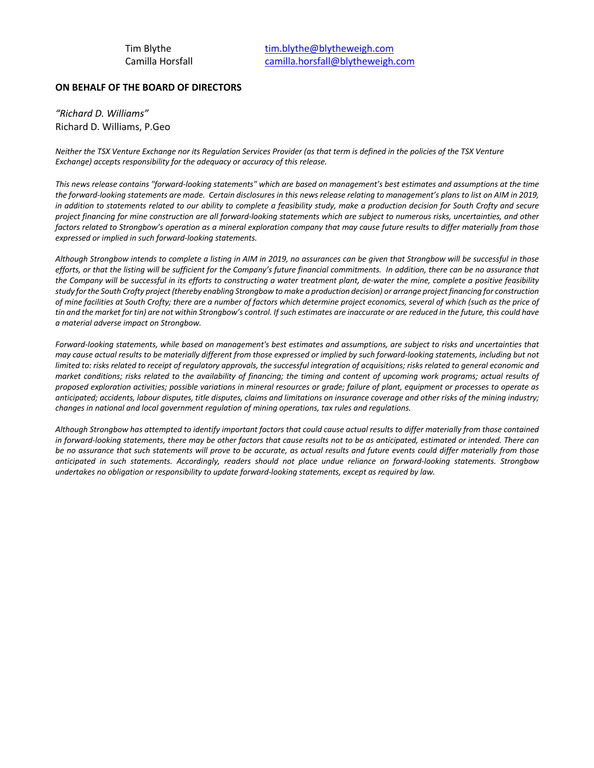| | |
|---|---|
| Tim Blythe | tim.blythe@blytheweigh.com |
| Camilla Horsfall | camilla.horsfall@blytheweigh.com |

**ON BEHALF OF THE BOARD OF DIRECTORS**

*"Richard D. Williams"*
Richard D. Williams, P.Geo

*Neither the TSX Venture Exchange nor its Regulation Services Provider (as that term is defined in the policies of the TSX Venture Exchange) accepts responsibility for the adequacy or accuracy of this release.*

*This news release contains "forward-looking statements" which are based on management's best estimates and assumptions at the time the forward-looking statements are made. Certain disclosures in this news release relating to management's plans to list on AIM in 2019, in addition to statements related to our ability to complete a feasibility study, make a production decision for South Crofty and secure project financing for mine construction are all forward-looking statements which are subject to numerous risks, uncertainties, and other factors related to Strongbow's operation as a mineral exploration company that may cause future results to differ materially from those expressed or implied in such forward-looking statements.*

*Although Strongbow intends to complete a listing in AIM in 2019, no assurances can be given that Strongbow will be successful in those efforts, or that the listing will be sufficient for the Company's future financial commitments. In addition, there can be no assurance that the Company will be successful in its efforts to constructing a water treatment plant, de-water the mine, complete a positive feasibility study for the South Crofty project (thereby enabling Strongbow to make a production decision) or arrange project financing for construction of mine facilities at South Crofty; there are a number of factors which determine project economics, several of which (such as the price of tin and the market for tin) are not within Strongbow's control. If such estimates are inaccurate or are reduced in the future, this could have a material adverse impact on Strongbow.*

*Forward-looking statements, while based on management's best estimates and assumptions, are subject to risks and uncertainties that may cause actual results to be materially different from those expressed or implied by such forward-looking statements, including but not limited to: risks related to receipt of regulatory approvals, the successful integration of acquisitions; risks related to general economic and market conditions; risks related to the availability of financing; the timing and content of upcoming work programs; actual results of proposed exploration activities; possible variations in mineral resources or grade; failure of plant, equipment or processes to operate as anticipated; accidents, labour disputes, title disputes, claims and limitations on insurance coverage and other risks of the mining industry; changes in national and local government regulation of mining operations, tax rules and regulations.*

*Although Strongbow has attempted to identify important factors that could cause actual results to differ materially from those contained in forward-looking statements, there may be other factors that cause results not to be as anticipated, estimated or intended. There can be no assurance that such statements will prove to be accurate, as actual results and future events could differ materially from those anticipated in such statements. Accordingly, readers should not place undue reliance on forward-looking statements. Strongbow undertakes no obligation or responsibility to update forward-looking statements, except as required by law.*